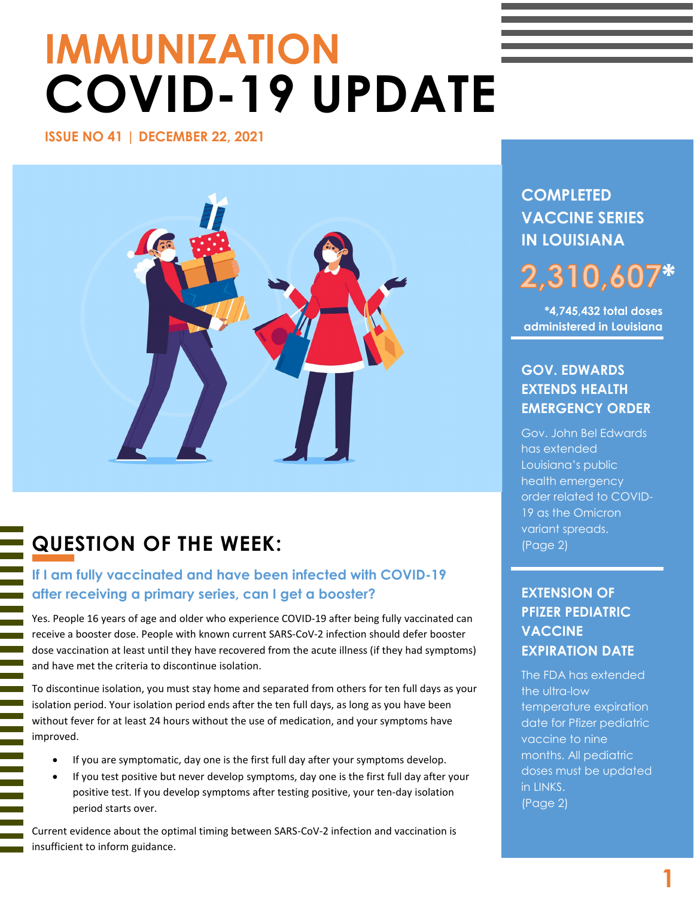# IMMUNIZATION
# COVID-19 UPDATE

ISSUE NO 41 | DECEMBER 22, 2021

## QUESTION OF THE WEEK:

### If I am fully vaccinated and have been infected with COVID-19 after receiving a primary series, can I get a booster?

Yes. People 16 years of age and older who experience COVID-19 after being fully vaccinated can receive a booster dose. People with known current SARS-CoV-2 infection should defer booster dose vaccination at least until they have recovered from the acute illness (if they had symptoms) and have met the criteria to discontinue isolation.

To discontinue isolation, you must stay home and separated from others for ten full days as your isolation period. Your isolation period ends after the ten full days, as long as you have been without fever for at least 24 hours without the use of medication, and your symptoms have improved.

- If you are symptomatic, day one is the first full day after your symptoms develop.
- If you test positive but never develop symptoms, day one is the first full day after your positive test. If you develop symptoms after testing positive, your ten-day isolation period starts over.

Current evidence about the optimal timing between SARS-CoV-2 infection and vaccination is insufficient to inform guidance.

## COMPLETED VACCINE SERIES IN LOUISIANA

**2,310,607***

*4,745,432 total doses administered in Louisiana

## GOV. EDWARDS EXTENDS HEALTH EMERGENCY ORDER

Gov. John Bel Edwards has extended Louisiana's public health emergency order related to COVID-19 as the Omicron variant spreads. (Page 2)

## EXTENSION OF PFIZER PEDIATRIC VACCINE EXPIRATION DATE

The FDA has extended the ultra-low temperature expiration date for Pfizer pediatric vaccine to nine months. All pediatric doses must be updated in LINKS. (Page 2)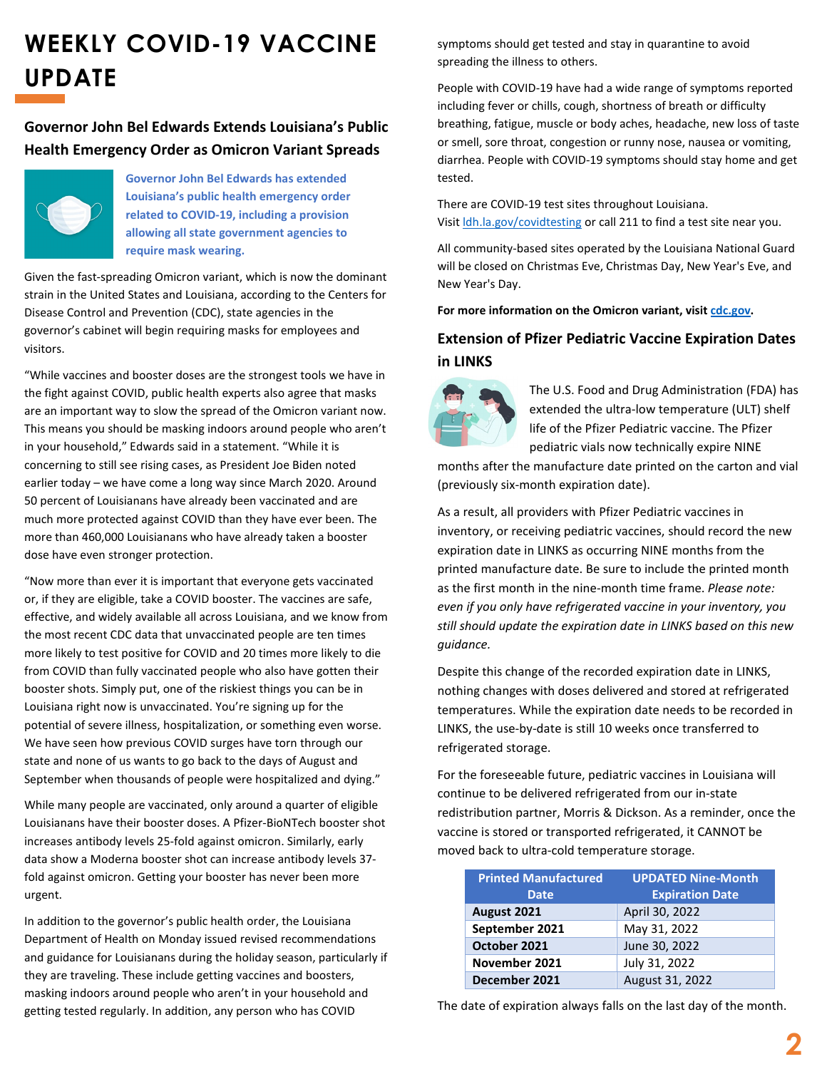# WEEKLY COVID-19 VACCINE UPDATE

## Governor John Bel Edwards Extends Louisiana's Public Health Emergency Order as Omicron Variant Spreads

**Governor John Bel Edwards has extended Louisiana's public health emergency order related to COVID-19, including a provision allowing all state government agencies to require mask wearing.**

Given the fast-spreading Omicron variant, which is now the dominant strain in the United States and Louisiana, according to the Centers for Disease Control and Prevention (CDC), state agencies in the governor's cabinet will begin requiring masks for employees and visitors.

"While vaccines and booster doses are the strongest tools we have in the fight against COVID, public health experts also agree that masks are an important way to slow the spread of the Omicron variant now. This means you should be masking indoors around people who aren't in your household," Edwards said in a statement. "While it is concerning to still see rising cases, as President Joe Biden noted earlier today – we have come a long way since March 2020. Around 50 percent of Louisianans have already been vaccinated and are much more protected against COVID than they have ever been. The more than 460,000 Louisianans who have already taken a booster dose have even stronger protection.

"Now more than ever it is important that everyone gets vaccinated or, if they are eligible, take a COVID booster. The vaccines are safe, effective, and widely available all across Louisiana, and we know from the most recent CDC data that unvaccinated people are ten times more likely to test positive for COVID and 20 times more likely to die from COVID than fully vaccinated people who also have gotten their booster shots. Simply put, one of the riskiest things you can be in Louisiana right now is unvaccinated. You're signing up for the potential of severe illness, hospitalization, or something even worse. We have seen how previous COVID surges have torn through our state and none of us wants to go back to the days of August and September when thousands of people were hospitalized and dying."

While many people are vaccinated, only around a quarter of eligible Louisianans have their booster doses. A Pfizer-BioNTech booster shot increases antibody levels 25-fold against omicron. Similarly, early data show a Moderna booster shot can increase antibody levels 37-fold against omicron. Getting your booster has never been more urgent.

In addition to the governor's public health order, the Louisiana Department of Health on Monday issued revised recommendations and guidance for Louisianans during the holiday season, particularly if they are traveling. These include getting vaccines and boosters, masking indoors around people who aren't in your household and getting tested regularly. In addition, any person who has COVID symptoms should get tested and stay in quarantine to avoid spreading the illness to others.

People with COVID-19 have had a wide range of symptoms reported including fever or chills, cough, shortness of breath or difficulty breathing, fatigue, muscle or body aches, headache, new loss of taste or smell, sore throat, congestion or runny nose, nausea or vomiting, diarrhea. People with COVID-19 symptoms should stay home and get tested.

There are COVID-19 test sites throughout Louisiana. Visit ldh.la.gov/covidtesting or call 211 to find a test site near you.

All community-based sites operated by the Louisiana National Guard will be closed on Christmas Eve, Christmas Day, New Year's Eve, and New Year's Day.

**For more information on the Omicron variant, visit cdc.gov.**

## Extension of Pfizer Pediatric Vaccine Expiration Dates in LINKS

The U.S. Food and Drug Administration (FDA) has extended the ultra-low temperature (ULT) shelf life of the Pfizer Pediatric vaccine. The Pfizer pediatric vials now technically expire NINE months after the manufacture date printed on the carton and vial (previously six-month expiration date).

As a result, all providers with Pfizer Pediatric vaccines in inventory, or receiving pediatric vaccines, should record the new expiration date in LINKS as occurring NINE months from the printed manufacture date. Be sure to include the printed month as the first month in the nine-month time frame. *Please note: even if you only have refrigerated vaccine in your inventory, you still should update the expiration date in LINKS based on this new guidance.*

Despite this change of the recorded expiration date in LINKS, nothing changes with doses delivered and stored at refrigerated temperatures. While the expiration date needs to be recorded in LINKS, the use-by-date is still 10 weeks once transferred to refrigerated storage.

For the foreseeable future, pediatric vaccines in Louisiana will continue to be delivered refrigerated from our in-state redistribution partner, Morris & Dickson. As a reminder, once the vaccine is stored or transported refrigerated, it CANNOT be moved back to ultra-cold temperature storage.

| Printed Manufactured Date | UPDATED Nine-Month Expiration Date |
|---|---|
| **August 2021** | April 30, 2022 |
| **September 2021** | May 31, 2022 |
| **October 2021** | June 30, 2022 |
| **November 2021** | July 31, 2022 |
| **December 2021** | August 31, 2022 |

The date of expiration always falls on the last day of the month.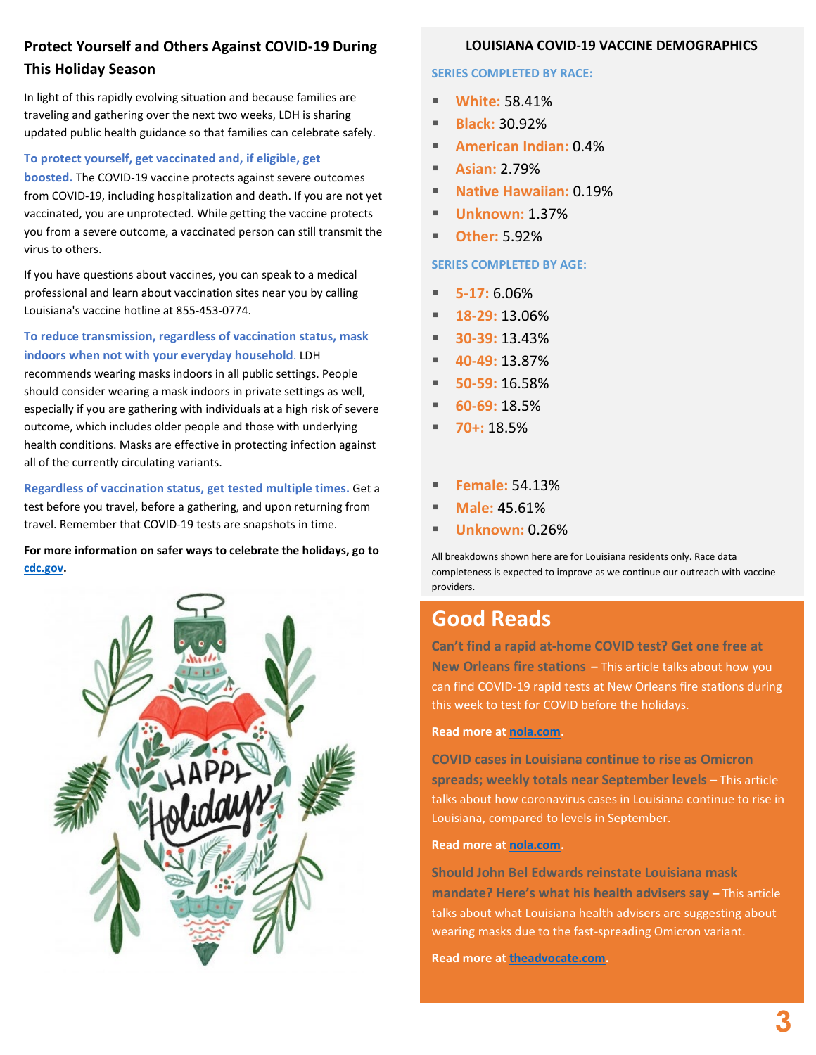## Protect Yourself and Others Against COVID-19 During This Holiday Season

In light of this rapidly evolving situation and because families are traveling and gathering over the next two weeks, LDH is sharing updated public health guidance so that families can celebrate safely.

**To protect yourself, get vaccinated and, if eligible, get boosted.** The COVID-19 vaccine protects against severe outcomes from COVID-19, including hospitalization and death. If you are not yet vaccinated, you are unprotected. While getting the vaccine protects you from a severe outcome, a vaccinated person can still transmit the virus to others.

If you have questions about vaccines, you can speak to a medical professional and learn about vaccination sites near you by calling Louisiana's vaccine hotline at 855-453-0774.

**To reduce transmission, regardless of vaccination status, mask indoors when not with your everyday household**. LDH recommends wearing masks indoors in all public settings. People should consider wearing a mask indoors in private settings as well, especially if you are gathering with individuals at a high risk of severe outcome, which includes older people and those with underlying health conditions. Masks are effective in protecting infection against all of the currently circulating variants.

**Regardless of vaccination status, get tested multiple times.** Get a test before you travel, before a gathering, and upon returning from travel. Remember that COVID-19 tests are snapshots in time.

**For more information on safer ways to celebrate the holidays, go to cdc.gov.**

### LOUISIANA COVID-19 VACCINE DEMOGRAPHICS

**SERIES COMPLETED BY RACE:**

- **White:** 58.41%
- **Black:** 30.92%
- **American Indian:** 0.4%
- **Asian:** 2.79%
- **Native Hawaiian:** 0.19%
- **Unknown:** 1.37%
- **Other:** 5.92%

**SERIES COMPLETED BY AGE:**

- **5-17:** 6.06%
- **18-29:** 13.06%
- **30-39:** 13.43%
- **40-49:** 13.87%
- **50-59:** 16.58%
- **60-69:** 18.5%
- **70+:** 18.5%

- **Female:** 54.13%
- **Male:** 45.61%
- **Unknown:** 0.26%

All breakdowns shown here are for Louisiana residents only. Race data completeness is expected to improve as we continue our outreach with vaccine providers.

## Good Reads

**Can't find a rapid at-home COVID test? Get one free at New Orleans fire stations** – This article talks about how you can find COVID-19 rapid tests at New Orleans fire stations during this week to test for COVID before the holidays.

**Read more at nola.com.**

**COVID cases in Louisiana continue to rise as Omicron spreads; weekly totals near September levels** – This article talks about how coronavirus cases in Louisiana continue to rise in Louisiana, compared to levels in September.

**Read more at nola.com.**

**Should John Bel Edwards reinstate Louisiana mask mandate? Here's what his health advisers say** – This article talks about what Louisiana health advisers are suggesting about wearing masks due to the fast-spreading Omicron variant.

**Read more at theadvocate.com.**